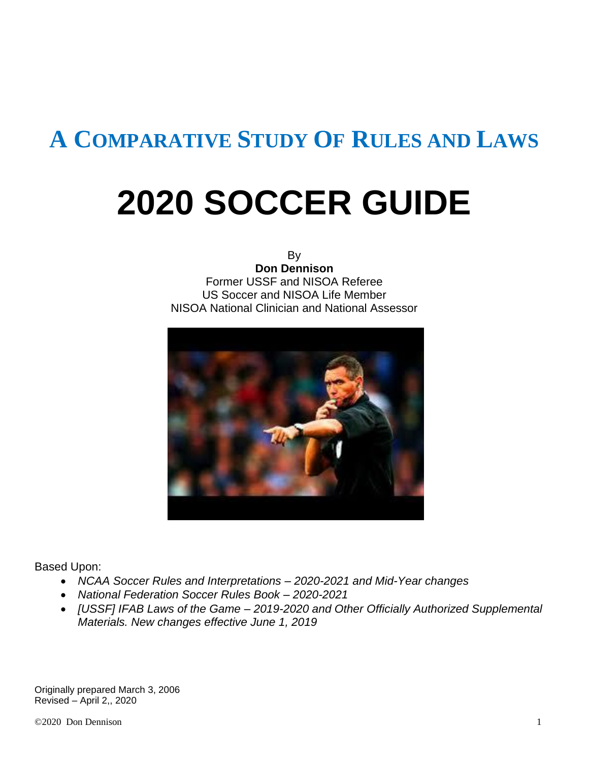## A Comparative Study Of Rules and Laws

# 2020 SOCCER GUIDE

By
**Don Dennison**
Former USSF and NISOA Referee
US Soccer and NISOA Life Member
NISOA National Clinician and National Assessor

Based Upon:

- *NCAA Soccer Rules and Interpretations – 2020-2021 and Mid-Year changes*
- *National Federation Soccer Rules Book – 2020-2021*
- *[USSF] IFAB Laws of the Game – 2019-2020 and Other Officially Authorized Supplemental Materials. New changes effective June 1, 2019*

Originally prepared March 3, 2006
Revised – April 2,, 2020

©2020 Don Dennison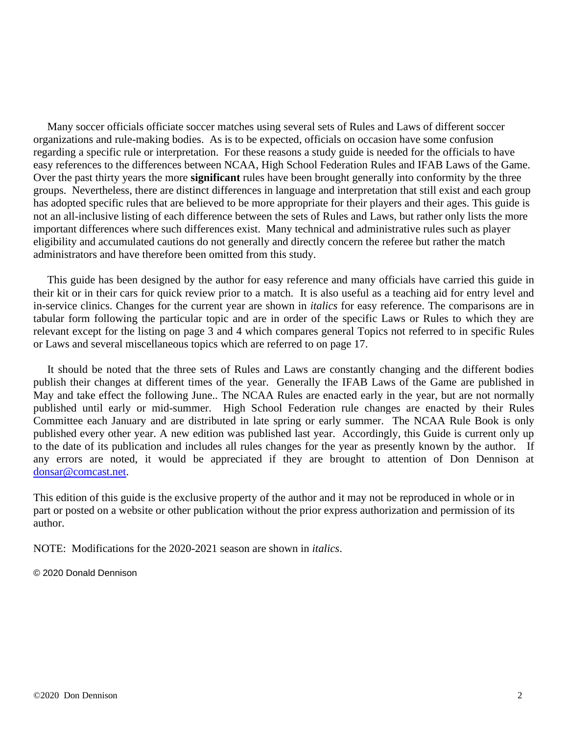Many soccer officials officiate soccer matches using several sets of Rules and Laws of different soccer organizations and rule-making bodies. As is to be expected, officials on occasion have some confusion regarding a specific rule or interpretation. For these reasons a study guide is needed for the officials to have easy references to the differences between NCAA, High School Federation Rules and IFAB Laws of the Game. Over the past thirty years the more **significant** rules have been brought generally into conformity by the three groups. Nevertheless, there are distinct differences in language and interpretation that still exist and each group has adopted specific rules that are believed to be more appropriate for their players and their ages. This guide is not an all-inclusive listing of each difference between the sets of Rules and Laws, but rather only lists the more important differences where such differences exist. Many technical and administrative rules such as player eligibility and accumulated cautions do not generally and directly concern the referee but rather the match administrators and have therefore been omitted from this study.

This guide has been designed by the author for easy reference and many officials have carried this guide in their kit or in their cars for quick review prior to a match. It is also useful as a teaching aid for entry level and in-service clinics. Changes for the current year are shown in *italics* for easy reference. The comparisons are in tabular form following the particular topic and are in order of the specific Laws or Rules to which they are relevant except for the listing on page 3 and 4 which compares general Topics not referred to in specific Rules or Laws and several miscellaneous topics which are referred to on page 17.

It should be noted that the three sets of Rules and Laws are constantly changing and the different bodies publish their changes at different times of the year. Generally the IFAB Laws of the Game are published in May and take effect the following June.. The NCAA Rules are enacted early in the year, but are not normally published until early or mid-summer. High School Federation rule changes are enacted by their Rules Committee each January and are distributed in late spring or early summer. The NCAA Rule Book is only published every other year. A new edition was published last year. Accordingly, this Guide is current only up to the date of its publication and includes all rules changes for the year as presently known by the author. If any errors are noted, it would be appreciated if they are brought to attention of Don Dennison at donsar@comcast.net.

This edition of this guide is the exclusive property of the author and it may not be reproduced in whole or in part or posted on a website or other publication without the prior express authorization and permission of its author.

NOTE: Modifications for the 2020-2021 season are shown in *italics*.

© 2020 Donald Dennison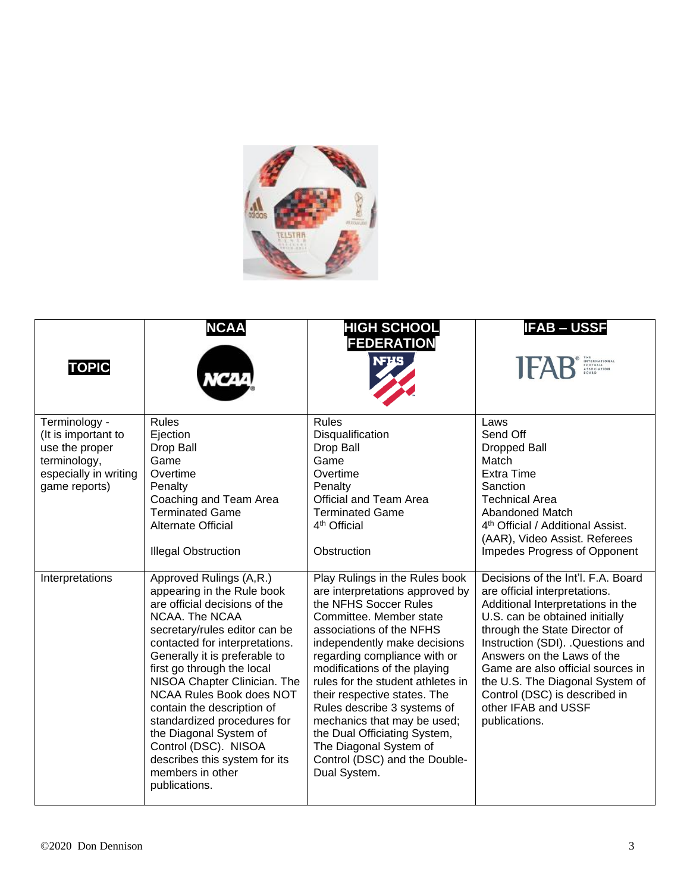| TOPIC | NCAA | HIGH SCHOOL FEDERATION | IFAB – USSF |
| --- | --- | --- | --- |
| Terminology - (It is important to use the proper terminology, especially in writing game reports) | Rules<br>Ejection<br>Drop Ball<br>Game<br>Overtime<br>Penalty<br>Coaching and Team Area<br>Terminated Game<br>Alternate Official<br><br>Illegal Obstruction | Rules<br>Disqualification<br>Drop Ball<br>Game<br>Overtime<br>Penalty<br>Official and Team Area<br>Terminated Game<br>4th Official<br><br>Obstruction | Laws<br>Send Off<br>Dropped Ball<br>Match<br>Extra Time<br>Sanction<br>Technical Area<br>Abandoned Match<br>4th Official / Additional Assist. (AAR), Video Assist. Referees<br>Impedes Progress of Opponent |
| Interpretations | Approved Rulings (A,R.) appearing in the Rule book are official decisions of the NCAA. The NCAA secretary/rules editor can be contacted for interpretations. Generally it is preferable to first go through the local NISOA Chapter Clinician. The NCAA Rules Book does NOT contain the description of standardized procedures for the Diagonal System of Control (DSC). NISOA describes this system for its members in other publications. | Play Rulings in the Rules book are interpretations approved by the NFHS Soccer Rules Committee. Member state associations of the NFHS independently make decisions regarding compliance with or modifications of the playing rules for the student athletes in their respective states. The Rules describe 3 systems of mechanics that may be used; the Dual Officiating System, The Diagonal System of Control (DSC) and the Double-Dual System. | Decisions of the Int'l. F.A. Board are official interpretations. Additional Interpretations in the U.S. can be obtained initially through the State Director of Instruction (SDI). .Questions and Answers on the Laws of the Game are also official sources in the U.S. The Diagonal System of Control (DSC) is described in other IFAB and USSF publications. |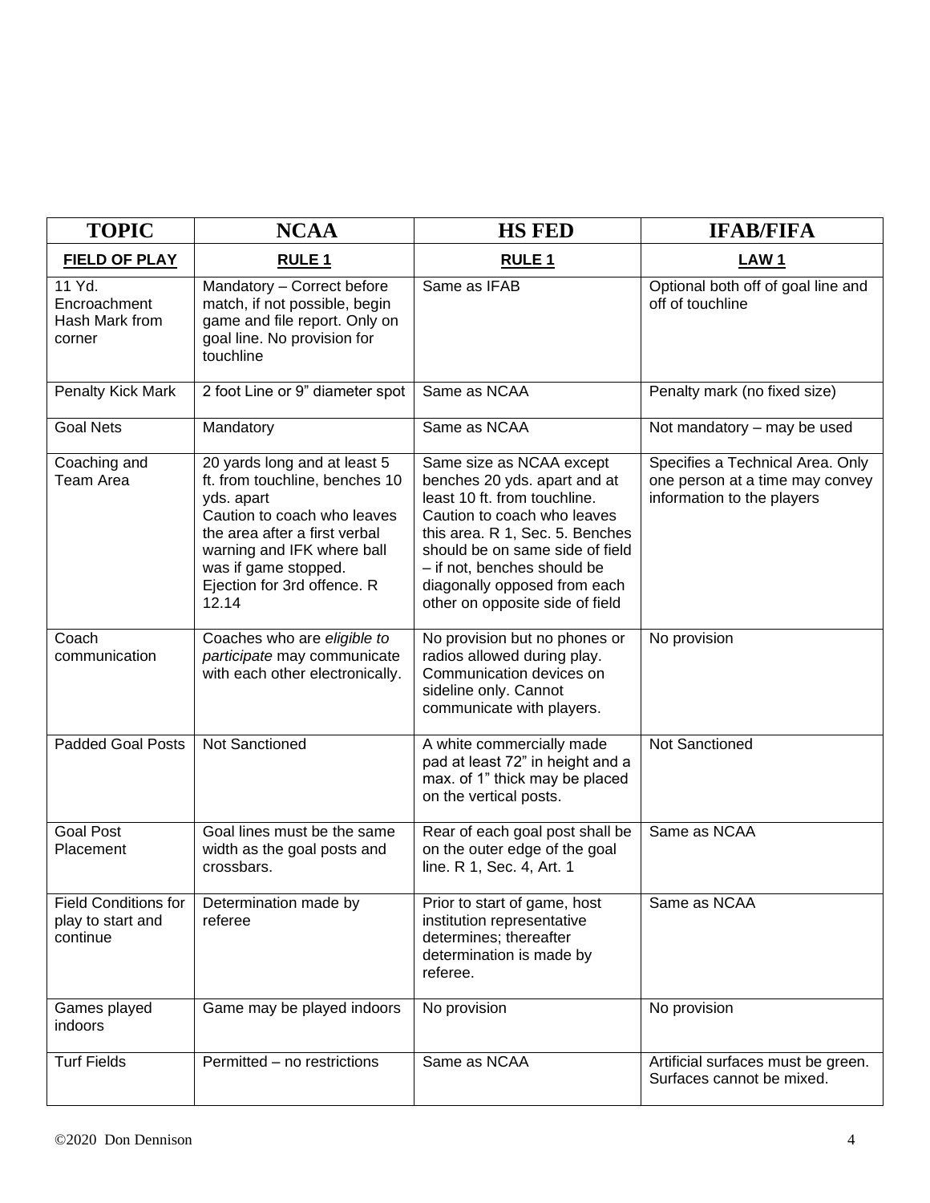| TOPIC | NCAA | HS FED | IFAB/FIFA |
|---|---|---|---|
| **FIELD OF PLAY** | **RULE 1** | **RULE 1** | **LAW 1** |
| 11 Yd. Encroachment Hash Mark from corner | Mandatory – Correct before match, if not possible, begin game and file report. Only on goal line. No provision for touchline | Same as IFAB | Optional both off of goal line and off of touchline |
| Penalty Kick Mark | 2 foot Line or 9" diameter spot | Same as NCAA | Penalty mark (no fixed size) |
| Goal Nets | Mandatory | Same as NCAA | Not mandatory – may be used |
| Coaching and Team Area | 20 yards long and at least 5 ft. from touchline, benches 10 yds. apart<br>Caution to coach who leaves the area after a first verbal warning and IFK where ball was if game stopped. Ejection for 3rd offence. R 12.14 | Same size as NCAA except benches 20 yds. apart and at least 10 ft. from touchline. Caution to coach who leaves this area. R 1, Sec. 5. Benches should be on same side of field – if not, benches should be diagonally opposed from each other on opposite side of field | Specifies a Technical Area. Only one person at a time may convey information to the players |
| Coach communication | Coaches who are *eligible to participate* may communicate with each other electronically. | No provision but no phones or radios allowed during play. Communication devices on sideline only. Cannot communicate with players. | No provision |
| Padded Goal Posts | Not Sanctioned | A white commercially made pad at least 72" in height and a max. of 1" thick may be placed on the vertical posts. | Not Sanctioned |
| Goal Post Placement | Goal lines must be the same width as the goal posts and crossbars. | Rear of each goal post shall be on the outer edge of the goal line. R 1, Sec. 4, Art. 1 | Same as NCAA |
| Field Conditions for play to start and continue | Determination made by referee | Prior to start of game, host institution representative determines; thereafter determination is made by referee. | Same as NCAA |
| Games played indoors | Game may be played indoors | No provision | No provision |
| Turf Fields | Permitted – no restrictions | Same as NCAA | Artificial surfaces must be green. Surfaces cannot be mixed. |

©2020 Don Dennison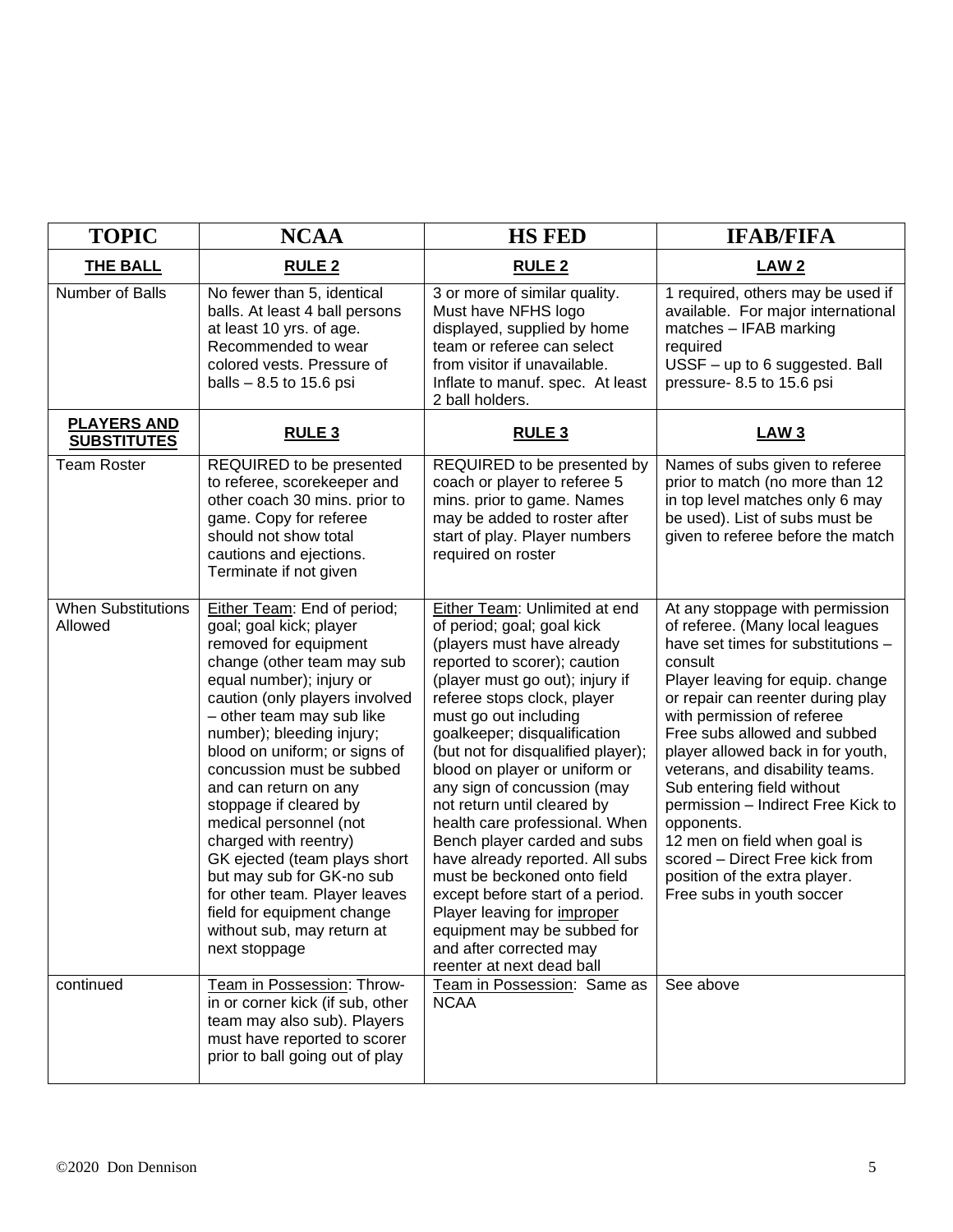| TOPIC | NCAA | HS FED | IFAB/FIFA |
|---|---|---|---|
| **THE BALL** | **RULE 2** | **RULE 2** | **LAW 2** |
| Number of Balls | No fewer than 5, identical balls. At least 4 ball persons at least 10 yrs. of age. Recommended to wear colored vests. Pressure of balls – 8.5 to 15.6 psi | 3 or more of similar quality. Must have NFHS logo displayed, supplied by home team or referee can select from visitor if unavailable. Inflate to manuf. spec. At least 2 ball holders. | 1 required, others may be used if available. For major international matches – IFAB marking required<br>USSF – up to 6 suggested. Ball pressure- 8.5 to 15.6 psi |
| **PLAYERS AND SUBSTITUTES** | **RULE 3** | **RULE 3** | **LAW 3** |
| Team Roster | REQUIRED to be presented to referee, scorekeeper and other coach 30 mins. prior to game. Copy for referee should not show total cautions and ejections. Terminate if not given | REQUIRED to be presented by coach or player to referee 5 mins. prior to game. Names may be added to roster after start of play. Player numbers required on roster | Names of subs given to referee prior to match (no more than 12 in top level matches only 6 may be used). List of subs must be given to referee before the match |
| When Substitutions Allowed | Either Team: End of period; goal; goal kick; player removed for equipment change (other team may sub equal number); injury or caution (only players involved – other team may sub like number); bleeding injury; blood on uniform; or signs of concussion must be subbed and can return on any stoppage if cleared by medical personnel (not charged with reentry)<br>GK ejected (team plays short but may sub for GK-no sub for other team. Player leaves field for equipment change without sub, may return at next stoppage | Either Team: Unlimited at end of period; goal; goal kick (players must have already reported to scorer); caution (player must go out); injury if referee stops clock, player must go out including goalkeeper; disqualification (but not for disqualified player); blood on player or uniform or any sign of concussion (may not return until cleared by health care professional. When Bench player carded and subs have already reported. All subs must be beckoned onto field except before start of a period. Player leaving for improper equipment may be subbed for and after corrected may reenter at next dead ball | At any stoppage with permission of referee. (Many local leagues have set times for substitutions – consult<br>Player leaving for equip. change or repair can reenter during play with permission of referee<br>Free subs allowed and subbed player allowed back in for youth, veterans, and disability teams.<br>Sub entering field without permission – Indirect Free Kick to opponents.<br>12 men on field when goal is scored – Direct Free kick from position of the extra player.<br>Free subs in youth soccer |
| continued | Team in Possession: Throw-in or corner kick (if sub, other team may also sub). Players must have reported to scorer prior to ball going out of play | Team in Possession: Same as NCAA | See above |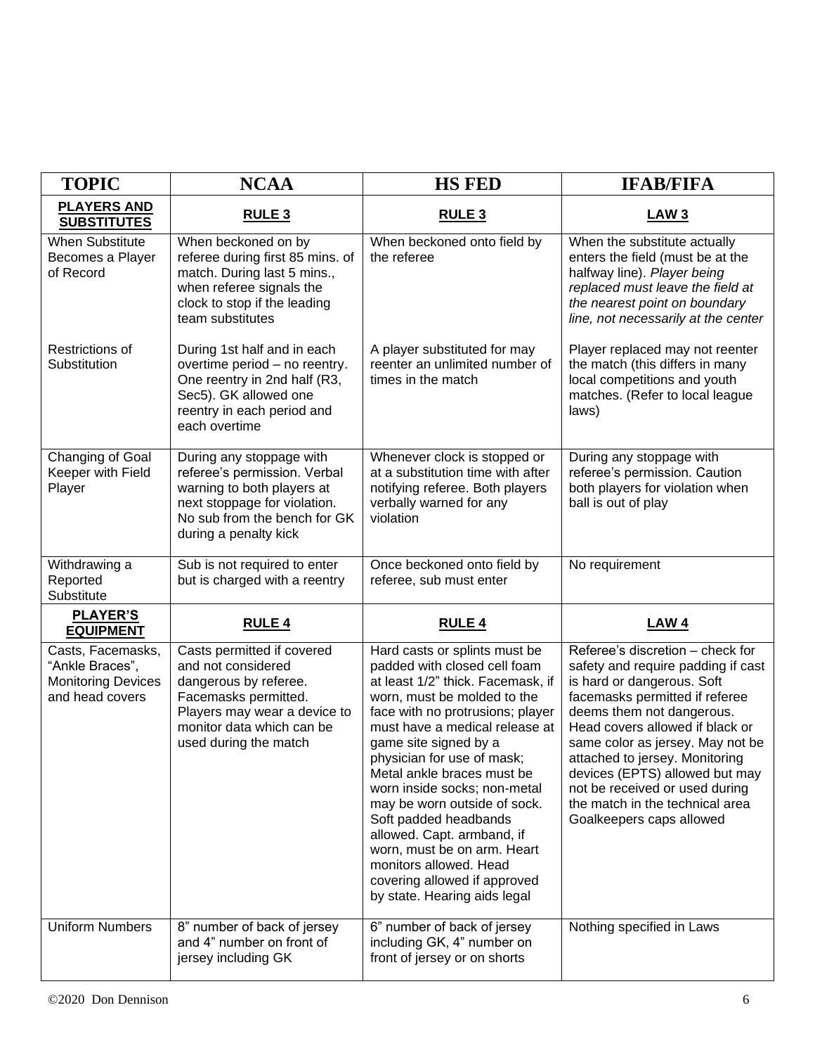| TOPIC | NCAA | HS FED | IFAB/FIFA |
|---|---|---|---|
| **PLAYERS AND SUBSTITUTES** | **RULE 3** | **RULE 3** | **LAW 3** |
| When Substitute Becomes a Player of Record | When beckoned on by referee during first 85 mins. of match. During last 5 mins., when referee signals the clock to stop if the leading team substitutes | When beckoned onto field by the referee | When the substitute actually enters the field (must be at the halfway line). *Player being replaced must leave the field at the nearest point on boundary line, not necessarily at the center* |
| Restrictions of Substitution | During 1st half and in each overtime period – no reentry. One reentry in 2nd half (R3, Sec5). GK allowed one reentry in each period and each overtime | A player substituted for may reenter an unlimited number of times in the match | Player replaced may not reenter the match (this differs in many local competitions and youth matches. (Refer to local league laws) |
| Changing of Goal Keeper with Field Player | During any stoppage with referee's permission. Verbal warning to both players at next stoppage for violation. No sub from the bench for GK during a penalty kick | Whenever clock is stopped or at a substitution time with after notifying referee. Both players verbally warned for any violation | During any stoppage with referee's permission. Caution both players for violation when ball is out of play |
| Withdrawing a Reported Substitute | Sub is not required to enter but is charged with a reentry | Once beckoned onto field by referee, sub must enter | No requirement |
| **PLAYER'S EQUIPMENT** | **RULE 4** | **RULE 4** | **LAW 4** |
| Casts, Facemasks, "Ankle Braces", Monitoring Devices and head covers | Casts permitted if covered and not considered dangerous by referee. Facemasks permitted. Players may wear a device to monitor data which can be used during the match | Hard casts or splints must be padded with closed cell foam at least 1/2" thick. Facemask, if worn, must be molded to the face with no protrusions; player must have a medical release at game site signed by a physician for use of mask; Metal ankle braces must be worn inside socks; non-metal may be worn outside of sock. Soft padded headbands allowed. Capt. armband, if worn, must be on arm. Heart monitors allowed. Head covering allowed if approved by state. Hearing aids legal | Referee's discretion – check for safety and require padding if cast is hard or dangerous. Soft facemasks permitted if referee deems them not dangerous. Head covers allowed if black or same color as jersey. May not be attached to jersey. Monitoring devices (EPTS) allowed but may not be received or used during the match in the technical area Goalkeepers caps allowed |
| Uniform Numbers | 8" number of back of jersey and 4" number on front of jersey including GK | 6" number of back of jersey including GK, 4" number on front of jersey or on shorts | Nothing specified in Laws |

©2020 Don Dennison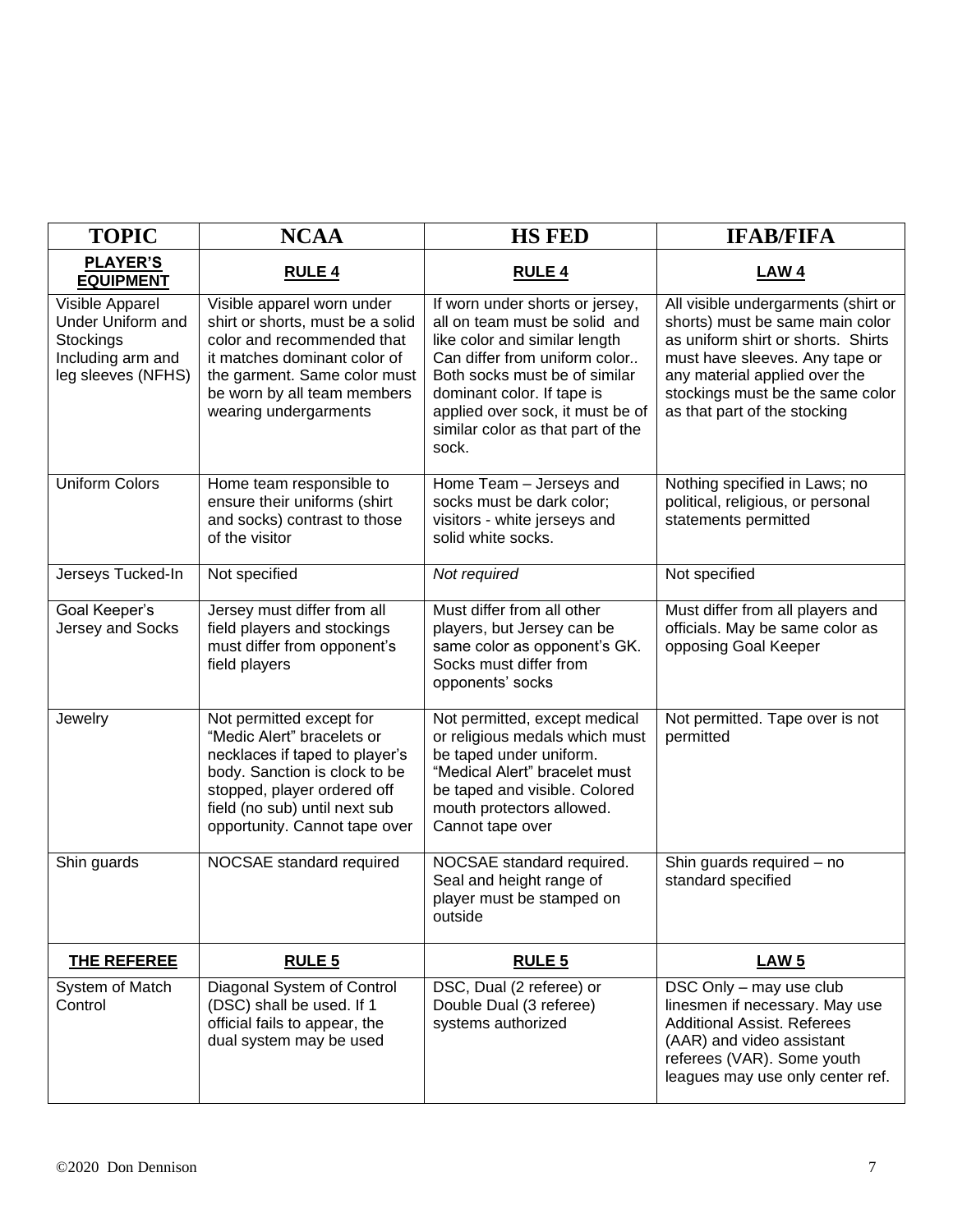| TOPIC | NCAA | HS FED | IFAB/FIFA |
|---|---|---|---|
| **PLAYER'S EQUIPMENT** | **RULE 4** | **RULE 4** | **LAW 4** |
| Visible Apparel Under Uniform and Stockings Including arm and leg sleeves (NFHS) | Visible apparel worn under shirt or shorts, must be a solid color and recommended that it matches dominant color of the garment. Same color must be worn by all team members wearing undergarments | If worn under shorts or jersey, all on team must be solid and like color and similar length Can differ from uniform color.. Both socks must be of similar dominant color. If tape is applied over sock, it must be of similar color as that part of the sock. | All visible undergarments (shirt or shorts) must be same main color as uniform shirt or shorts. Shirts must have sleeves. Any tape or any material applied over the stockings must be the same color as that part of the stocking |
| Uniform Colors | Home team responsible to ensure their uniforms (shirt and socks) contrast to those of the visitor | Home Team – Jerseys and socks must be dark color; visitors - white jerseys and solid white socks. | Nothing specified in Laws; no political, religious, or personal statements permitted |
| Jerseys Tucked-In | Not specified | *Not required* | Not specified |
| Goal Keeper's Jersey and Socks | Jersey must differ from all field players and stockings must differ from opponent's field players | Must differ from all other players, but Jersey can be same color as opponent's GK. Socks must differ from opponents' socks | Must differ from all players and officials. May be same color as opposing Goal Keeper |
| Jewelry | Not permitted except for "Medic Alert" bracelets or necklaces if taped to player's body. Sanction is clock to be stopped, player ordered off field (no sub) until next sub opportunity. Cannot tape over | Not permitted, except medical or religious medals which must be taped under uniform. "Medical Alert" bracelet must be taped and visible. Colored mouth protectors allowed. Cannot tape over | Not permitted. Tape over is not permitted |
| Shin guards | NOCSAE standard required | NOCSAE standard required. Seal and height range of player must be stamped on outside | Shin guards required – no standard specified |
| **THE REFEREE** | **RULE 5** | **RULE 5** | **LAW 5** |
| System of Match Control | Diagonal System of Control (DSC) shall be used. If 1 official fails to appear, the dual system may be used | DSC, Dual (2 referee) or Double Dual (3 referee) systems authorized | DSC Only – may use club linesmen if necessary. May use Additional Assist. Referees (AAR) and video assistant referees (VAR). Some youth leagues may use only center ref. |

©2020 Don Dennison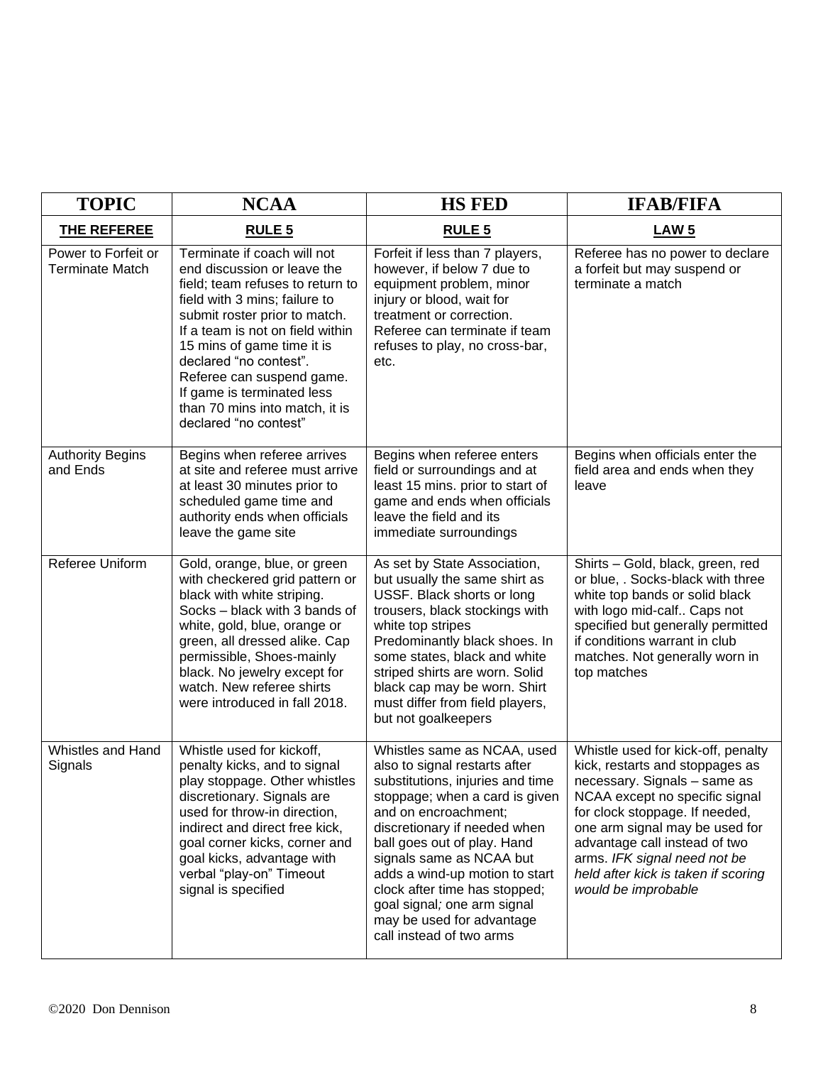| TOPIC | NCAA | HS FED | IFAB/FIFA |
|---|---|---|---|
| **THE REFEREE** | **RULE 5** | **RULE 5** | **LAW 5** |
| Power to Forfeit or Terminate Match | Terminate if coach will not end discussion or leave the field; team refuses to return to field with 3 mins; failure to submit roster prior to match. If a team is not on field within 15 mins of game time it is declared "no contest". Referee can suspend game. If game is terminated less than 70 mins into match, it is declared "no contest" | Forfeit if less than 7 players, however, if below 7 due to equipment problem, minor injury or blood, wait for treatment or correction. Referee can terminate if team refuses to play, no cross-bar, etc. | Referee has no power to declare a forfeit but may suspend or terminate a match |
| Authority Begins and Ends | Begins when referee arrives at site and referee must arrive at least 30 minutes prior to scheduled game time and authority ends when officials leave the game site | Begins when referee enters field or surroundings and at least 15 mins. prior to start of game and ends when officials leave the field and its immediate surroundings | Begins when officials enter the field area and ends when they leave |
| Referee Uniform | Gold, orange, blue, or green with checkered grid pattern or black with white striping. Socks – black with 3 bands of white, gold, blue, orange or green, all dressed alike. Cap permissible, Shoes-mainly black. No jewelry except for watch. New referee shirts were introduced in fall 2018. | As set by State Association, but usually the same shirt as USSF. Black shorts or long trousers, black stockings with white top stripes Predominantly black shoes. In some states, black and white striped shirts are worn. Solid black cap may be worn. Shirt must differ from field players, but not goalkeepers | Shirts – Gold, black, green, red or blue, . Socks-black with three white top bands or solid black with logo mid-calf.. Caps not specified but generally permitted if conditions warrant in club matches. Not generally worn in top matches |
| Whistles and Hand Signals | Whistle used for kickoff, penalty kicks, and to signal play stoppage. Other whistles discretionary. Signals are used for throw-in direction, indirect and direct free kick, goal corner kicks, corner and goal kicks, advantage with verbal "play-on" Timeout signal is specified | Whistles same as NCAA, used also to signal restarts after substitutions, injuries and time stoppage; when a card is given and on encroachment; discretionary if needed when ball goes out of play. Hand signals same as NCAA but adds a wind-up motion to start clock after time has stopped; goal signal*;* one arm signal may be used for advantage call instead of two arms | Whistle used for kick-off, penalty kick, restarts and stoppages as necessary. Signals – same as NCAA except no specific signal for clock stoppage. If needed, one arm signal may be used for advantage call instead of two arms. *IFK signal need not be held after kick is taken if scoring would be improbable* |

©2020 Don Dennison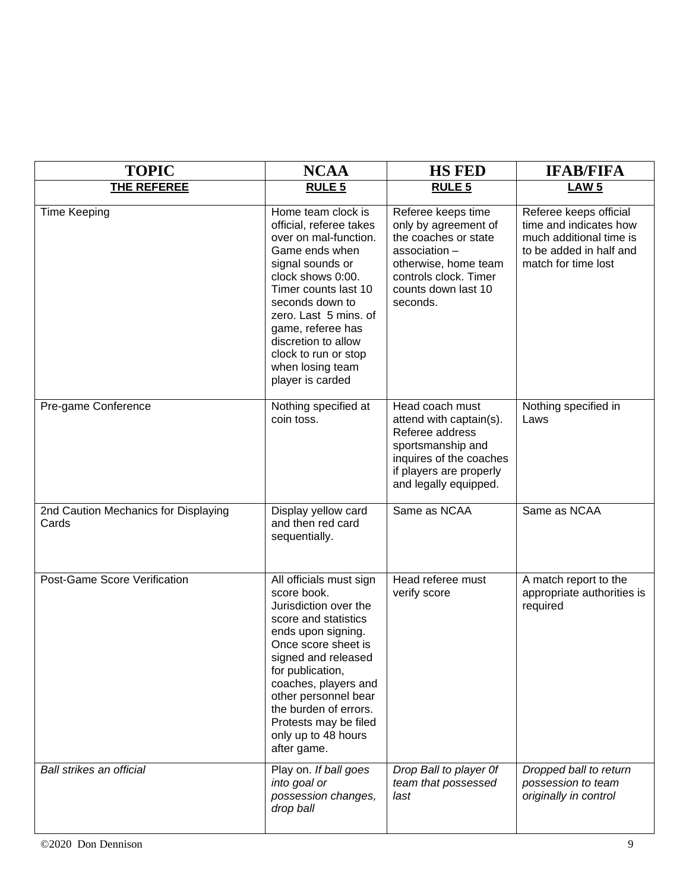| TOPIC | NCAA | HS FED | IFAB/FIFA |
|---|---|---|---|
| **THE REFEREE** | **RULE 5** | **RULE 5** | **LAW 5** |
| Time Keeping | Home team clock is official, referee takes over on mal-function. Game ends when signal sounds or clock shows 0:00. Timer counts last 10 seconds down to zero. Last 5 mins. of game, referee has discretion to allow clock to run or stop when losing team player is carded | Referee keeps time only by agreement of the coaches or state association – otherwise, home team controls clock. Timer counts down last 10 seconds. | Referee keeps official time and indicates how much additional time is to be added in half and match for time lost |
| Pre-game Conference | Nothing specified at coin toss. | Head coach must attend with captain(s). Referee address sportsmanship and inquires of the coaches if players are properly and legally equipped. | Nothing specified in Laws |
| 2nd Caution Mechanics for Displaying Cards | Display yellow card and then red card sequentially. | Same as NCAA | Same as NCAA |
| Post-Game Score Verification | All officials must sign score book. Jurisdiction over the score and statistics ends upon signing. Once score sheet is signed and released for publication, coaches, players and other personnel bear the burden of errors. Protests may be filed only up to 48 hours after game. | Head referee must verify score | A match report to the appropriate authorities is required |
| *Ball strikes an official* | Play on. *If ball goes into goal or possession changes, drop ball* | *Drop Ball to player 0f team that possessed last* | *Dropped ball to return possession to team originally in control* |

©2020 Don Dennison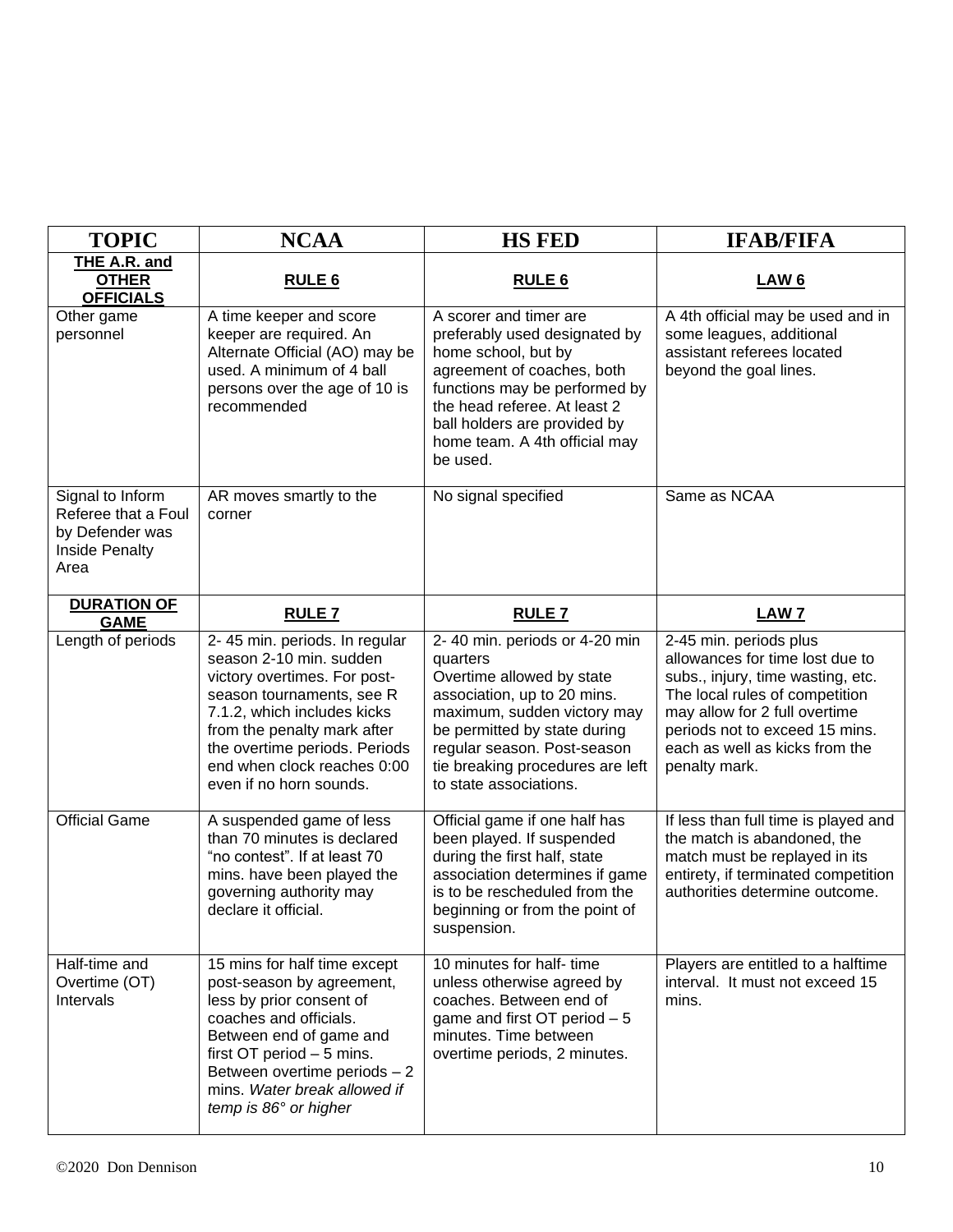| **TOPIC** | **NCAA** | **HS FED** | **IFAB/FIFA** |
|---|---|---|---|
| **THE A.R. and OTHER OFFICIALS** | **RULE 6** | **RULE 6** | **LAW 6** |
| Other game personnel | A time keeper and score keeper are required. An Alternate Official (AO) may be used. A minimum of 4 ball persons over the age of 10 is recommended | A scorer and timer are preferably used designated by home school, but by agreement of coaches, both functions may be performed by the head referee. At least 2 ball holders are provided by home team. A 4th official may be used. | A 4th official may be used and in some leagues, additional assistant referees located beyond the goal lines. |
| Signal to Inform Referee that a Foul by Defender was Inside Penalty Area | AR moves smartly to the corner | No signal specified | Same as NCAA |
| **DURATION OF GAME** | **RULE 7** | **RULE 7** | **LAW 7** |
| Length of periods | 2- 45 min. periods. In regular season 2-10 min. sudden victory overtimes. For post-season tournaments, see R 7.1.2, which includes kicks from the penalty mark after the overtime periods. Periods end when clock reaches 0:00 even if no horn sounds. | 2- 40 min. periods or 4-20 min quarters<br>Overtime allowed by state association, up to 20 mins. maximum, sudden victory may be permitted by state during regular season. Post-season tie breaking procedures are left to state associations. | 2-45 min. periods plus allowances for time lost due to subs., injury, time wasting, etc. The local rules of competition may allow for 2 full overtime periods not to exceed 15 mins. each as well as kicks from the penalty mark. |
| Official Game | A suspended game of less than 70 minutes is declared "no contest". If at least 70 mins. have been played the governing authority may declare it official. | Official game if one half has been played. If suspended during the first half, state association determines if game is to be rescheduled from the beginning or from the point of suspension. | If less than full time is played and the match is abandoned, the match must be replayed in its entirety, if terminated competition authorities determine outcome. |
| Half-time and Overtime (OT) Intervals | 15 mins for half time except post-season by agreement, less by prior consent of coaches and officials. Between end of game and first OT period – 5 mins. Between overtime periods – 2 mins. *Water break allowed if temp is 86° or higher* | 10 minutes for half- time unless otherwise agreed by coaches. Between end of game and first OT period – 5 minutes. Time between overtime periods, 2 minutes. | Players are entitled to a halftime interval. It must not exceed 15 mins. |

©2020 Don Dennison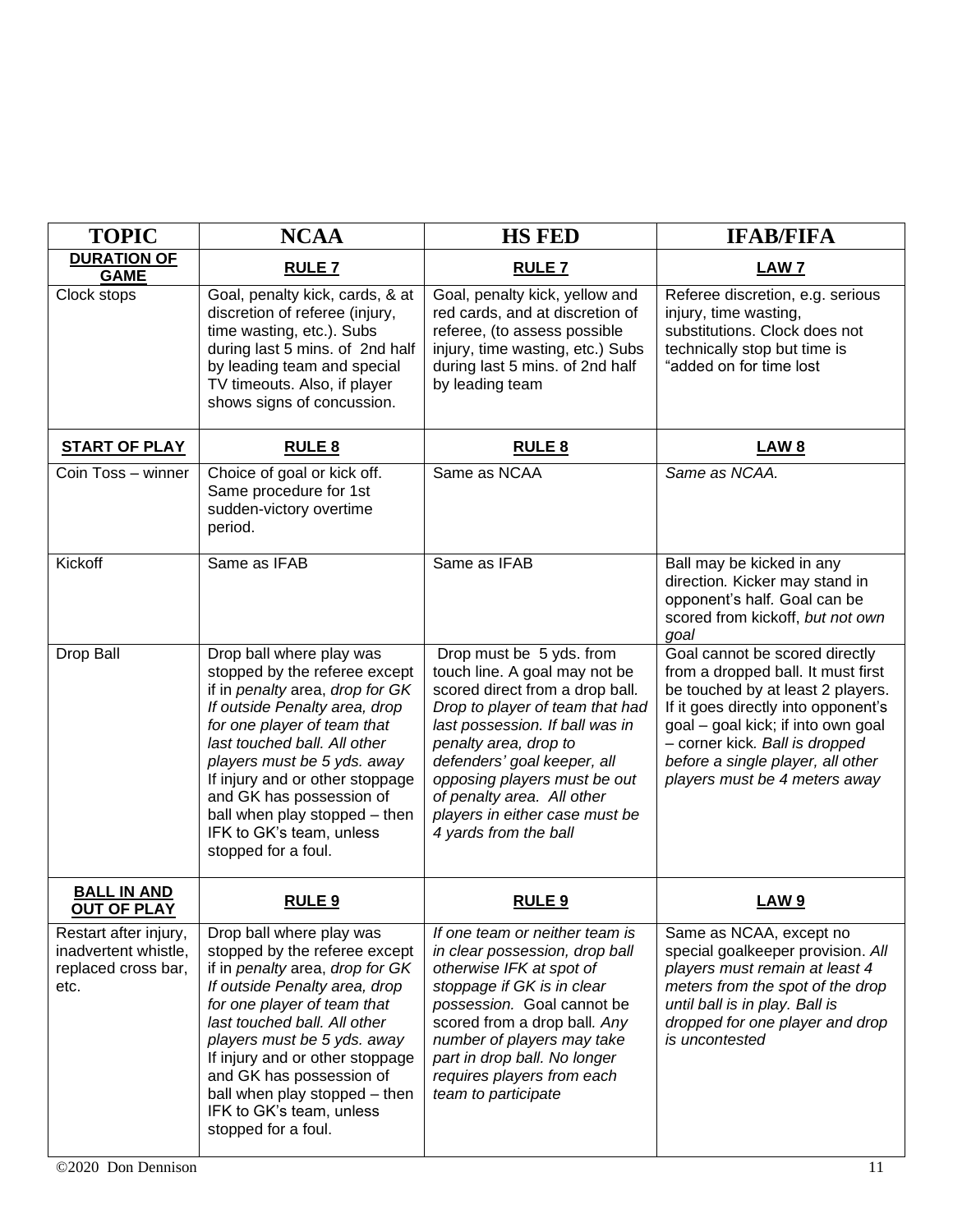| **TOPIC** | **NCAA** | **HS FED** | **IFAB/FIFA** |
|---|---|---|---|
| **DURATION OF GAME** | **RULE 7** | **RULE 7** | **LAW 7** |
| Clock stops | Goal, penalty kick, cards, & at discretion of referee (injury, time wasting, etc.). Subs during last 5 mins. of 2nd half by leading team and special TV timeouts. Also, if player shows signs of concussion. | Goal, penalty kick, yellow and red cards, and at discretion of referee, (to assess possible injury, time wasting, etc.) Subs during last 5 mins. of 2nd half by leading team | Referee discretion, e.g. serious injury, time wasting, substitutions. Clock does not technically stop but time is "added on for time lost |
| **START OF PLAY** | **RULE 8** | **RULE 8** | **LAW 8** |
| Coin Toss – winner | Choice of goal or kick off. Same procedure for 1st sudden-victory overtime period. | Same as NCAA | *Same as NCAA.* |
| Kickoff | Same as IFAB | Same as IFAB | Ball may be kicked in any direction. Kicker may stand in opponent's half. Goal can be scored from kickoff, *but not own goal* |
| Drop Ball | Drop ball where play was stopped by the referee except if in *penalty* area, *drop for GK If outside Penalty area, drop for one player of team that last touched ball. All other players must be 5 yds. away* If injury and or other stoppage and GK has possession of ball when play stopped – then IFK to GK's team, unless stopped for a foul. | Drop must be 5 yds. from touch line. A goal may not be scored direct from a drop ball. *Drop to player of team that had last possession. If ball was in penalty area, drop to defenders' goal keeper, all opposing players must be out of penalty area. All other players in either case must be 4 yards from the ball* | Goal cannot be scored directly from a dropped ball. It must first be touched by at least 2 players. If it goes directly into opponent's goal – goal kick; if into own goal – corner kick. *Ball is dropped before a single player, all other players must be 4 meters away* |
| **BALL IN AND OUT OF PLAY** | **RULE 9** | **RULE 9** | **LAW 9** |
| Restart after injury, inadvertent whistle, replaced cross bar, etc. | Drop ball where play was stopped by the referee except if in *penalty* area, *drop for GK If outside Penalty area, drop for one player of team that last touched ball. All other players must be 5 yds. away* If injury and or other stoppage and GK has possession of ball when play stopped – then IFK to GK's team, unless stopped for a foul. | *If one team or neither team is in clear possession, drop ball otherwise IFK at spot of stoppage if GK is in clear possession.* Goal cannot be scored from a drop ball. *Any number of players may take part in drop ball. No longer requires players from each team to participate* | Same as NCAA, except no special goalkeeper provision. *All players must remain at least 4 meters from the spot of the drop until ball is in play. Ball is dropped for one player and drop is uncontested* |

©2020 Don Dennison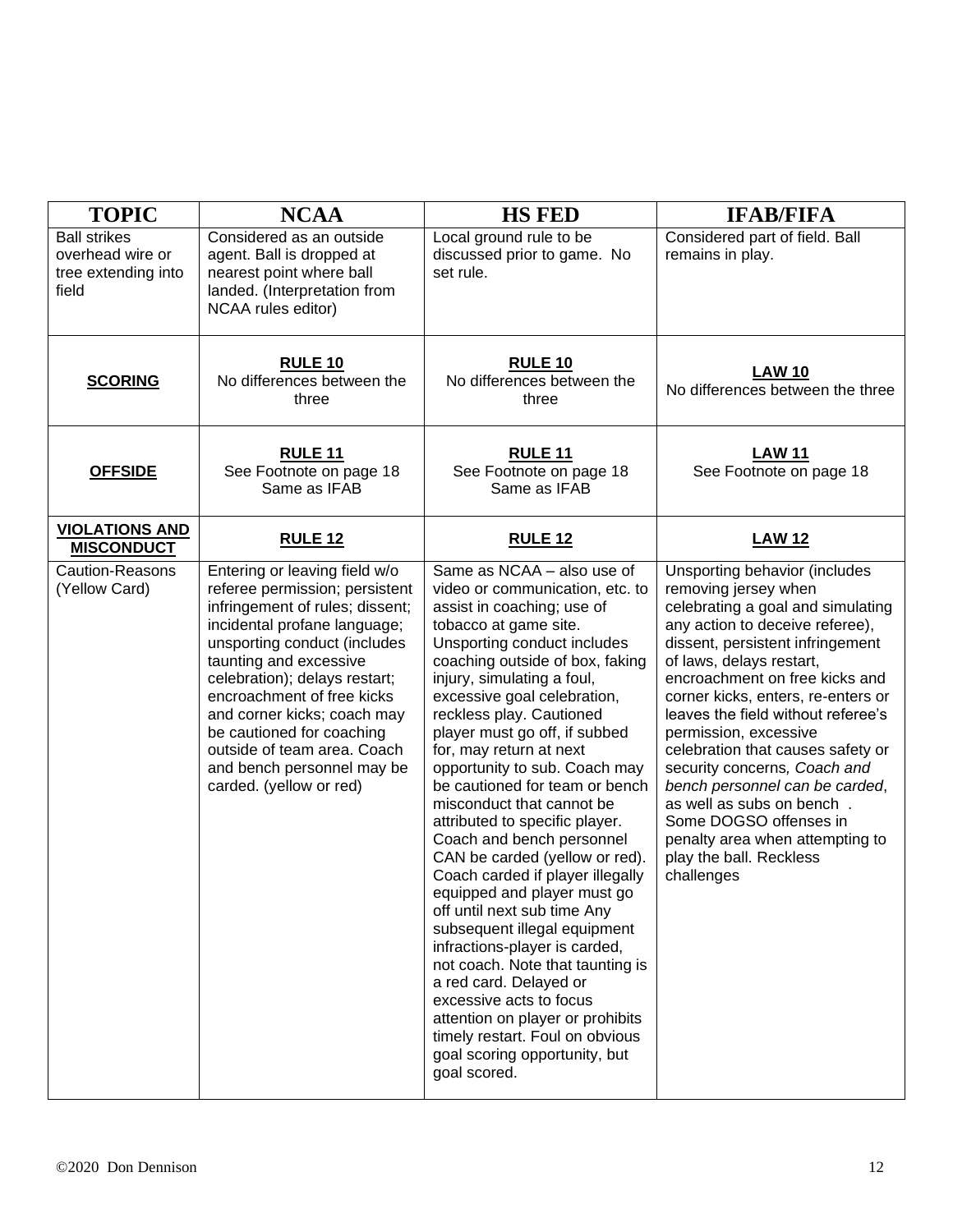| TOPIC | NCAA | HS FED | IFAB/FIFA |
|---|---|---|---|
| Ball strikes overhead wire or tree extending into field | Considered as an outside agent. Ball is dropped at nearest point where ball landed. (Interpretation from NCAA rules editor) | Local ground rule to be discussed prior to game. No set rule. | Considered part of field. Ball remains in play. |
| **SCORING** | **RULE 10** No differences between the three | **RULE 10** No differences between the three | **LAW 10** No differences between the three |
| **OFFSIDE** | **RULE 11** See Footnote on page 18 Same as IFAB | **RULE 11** See Footnote on page 18 Same as IFAB | **LAW 11** See Footnote on page 18 |
| **VIOLATIONS AND MISCONDUCT** | **RULE 12** | **RULE 12** | **LAW 12** |
| Caution-Reasons (Yellow Card) | Entering or leaving field w/o referee permission; persistent infringement of rules; dissent; incidental profane language; unsporting conduct (includes taunting and excessive celebration); delays restart; encroachment of free kicks and corner kicks; coach may be cautioned for coaching outside of team area. Coach and bench personnel may be carded. (yellow or red) | Same as NCAA – also use of video or communication, etc. to assist in coaching; use of tobacco at game site. Unsporting conduct includes coaching outside of box, faking injury, simulating a foul, excessive goal celebration, reckless play. Cautioned player must go off, if subbed for, may return at next opportunity to sub. Coach may be cautioned for team or bench misconduct that cannot be attributed to specific player. Coach and bench personnel CAN be carded (yellow or red). Coach carded if player illegally equipped and player must go off until next sub time Any subsequent illegal equipment infractions-player is carded, not coach. Note that taunting is a red card. Delayed or excessive acts to focus attention on player or prohibits timely restart. Foul on obvious goal scoring opportunity, but goal scored. | Unsporting behavior (includes removing jersey when celebrating a goal and simulating any action to deceive referee), dissent, persistent infringement of laws, delays restart, encroachment on free kicks and corner kicks, enters, re-enters or leaves the field without referee's permission, excessive celebration that causes safety or security concerns*, Coach and bench personnel can be carded*, as well as subs on bench . Some DOGSO offenses in penalty area when attempting to play the ball. Reckless challenges |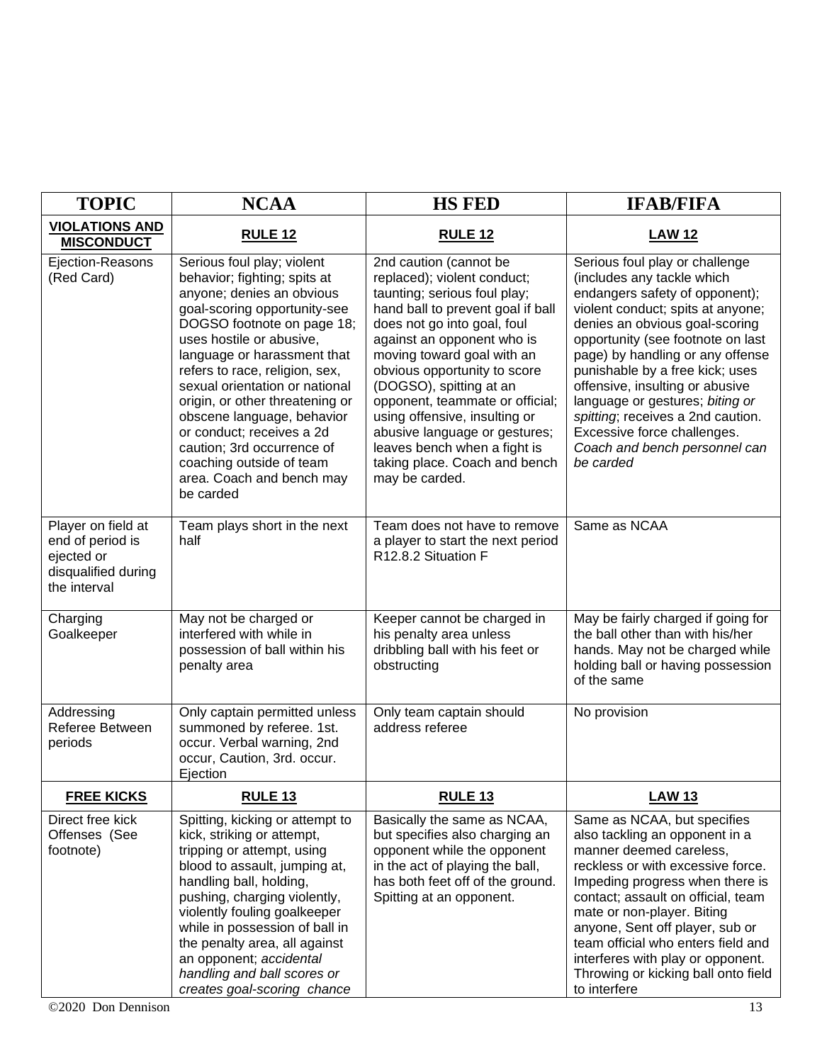| TOPIC | NCAA | HS FED | IFAB/FIFA |
|---|---|---|---|
| **VIOLATIONS AND MISCONDUCT** | **RULE 12** | **RULE 12** | **LAW 12** |
| Ejection-Reasons (Red Card) | Serious foul play; violent behavior; fighting; spits at anyone; denies an obvious goal-scoring opportunity-see DOGSO footnote on page 18; uses hostile or abusive, language or harassment that refers to race, religion, sex, sexual orientation or national origin, or other threatening or obscene language, behavior or conduct; receives a 2d caution; 3rd occurrence of coaching outside of team area. Coach and bench may be carded | 2nd caution (cannot be replaced); violent conduct; taunting; serious foul play; hand ball to prevent goal if ball does not go into goal, foul against an opponent who is moving toward goal with an obvious opportunity to score (DOGSO), spitting at an opponent, teammate or official; using offensive, insulting or abusive language or gestures; leaves bench when a fight is taking place. Coach and bench may be carded. | Serious foul play or challenge (includes any tackle which endangers safety of opponent); violent conduct; spits at anyone; denies an obvious goal-scoring opportunity (see footnote on last page) by handling or any offense punishable by a free kick; uses offensive, insulting or abusive language or gestures; *biting or spitting*; receives a 2nd caution. Excessive force challenges. *Coach and bench personnel can be carded* |
| Player on field at end of period is ejected or disqualified during the interval | Team plays short in the next half | Team does not have to remove a player to start the next period R12.8.2 Situation F | Same as NCAA |
| Charging Goalkeeper | May not be charged or interfered with while in possession of ball within his penalty area | Keeper cannot be charged in his penalty area unless dribbling ball with his feet or obstructing | May be fairly charged if going for the ball other than with his/her hands. May not be charged while holding ball or having possession of the same |
| Addressing Referee Between periods | Only captain permitted unless summoned by referee. 1st. occur. Verbal warning, 2nd occur, Caution, 3rd. occur. Ejection | Only team captain should address referee | No provision |
| **FREE KICKS** | **RULE 13** | **RULE 13** | **LAW 13** |
| Direct free kick Offenses (See footnote) | Spitting, kicking or attempt to kick, striking or attempt, tripping or attempt, using blood to assault, jumping at, handling ball, holding, pushing, charging violently, violently fouling goalkeeper while in possession of ball in the penalty area, all against an opponent; *accidental handling and ball scores or creates goal-scoring chance* | Basically the same as NCAA, but specifies also charging an opponent while the opponent in the act of playing the ball, has both feet off of the ground. Spitting at an opponent. | Same as NCAA, but specifies also tackling an opponent in a manner deemed careless, reckless or with excessive force. Impeding progress when there is contact; assault on official, team mate or non-player. Biting anyone, Sent off player, sub or team official who enters field and interferes with play or opponent. Throwing or kicking ball onto field to interfere |

©2020 Don Dennison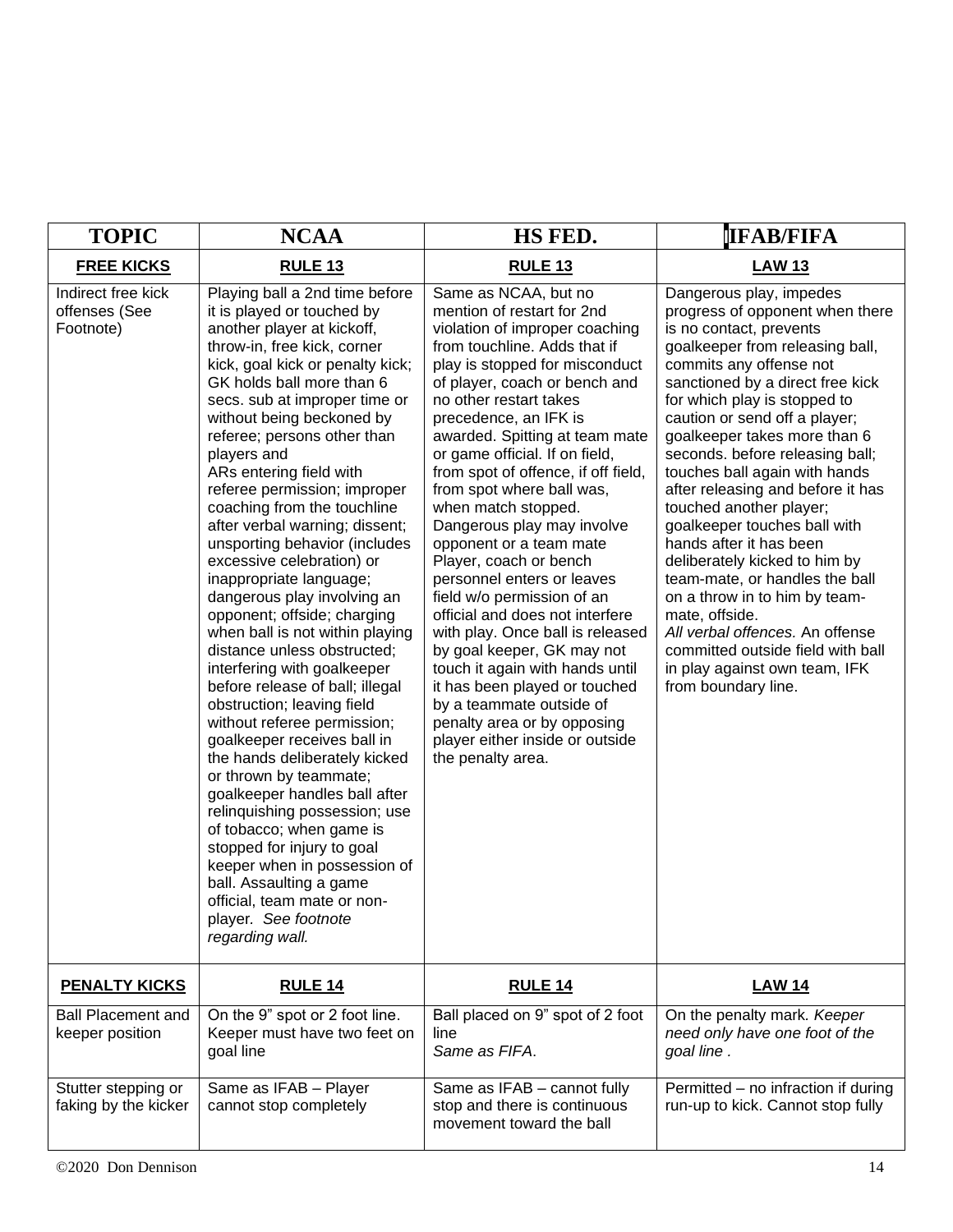| TOPIC | NCAA | HS FED. | IFAB/FIFA |
|---|---|---|---|
| **FREE KICKS** | **RULE 13** | **RULE 13** | **LAW 13** |
| Indirect free kick offenses (See Footnote) | Playing ball a 2nd time before it is played or touched by another player at kickoff, throw-in, free kick, corner kick, goal kick or penalty kick; GK holds ball more than 6 secs. sub at improper time or without being beckoned by referee; persons other than players and ARs entering field with referee permission; improper coaching from the touchline after verbal warning; dissent; unsporting behavior (includes excessive celebration) or inappropriate language; dangerous play involving an opponent; offside; charging when ball is not within playing distance unless obstructed; interfering with goalkeeper before release of ball; illegal obstruction; leaving field without referee permission; goalkeeper receives ball in the hands deliberately kicked or thrown by teammate; goalkeeper handles ball after relinquishing possession; use of tobacco; when game is stopped for injury to goal keeper when in possession of ball. Assaulting a game official, team mate or non-player. *See footnote regarding wall.* | Same as NCAA, but no mention of restart for 2nd violation of improper coaching from touchline. Adds that if play is stopped for misconduct of player, coach or bench and no other restart takes precedence, an IFK is awarded. Spitting at team mate or game official. If on field, from spot of offence, if off field, from spot where ball was, when match stopped. Dangerous play may involve opponent or a team mate Player, coach or bench personnel enters or leaves field w/o permission of an official and does not interfere with play. Once ball is released by goal keeper, GK may not touch it again with hands until it has been played or touched by a teammate outside of penalty area or by opposing player either inside or outside the penalty area. | Dangerous play, impedes progress of opponent when there is no contact, prevents goalkeeper from releasing ball, commits any offense not sanctioned by a direct free kick for which play is stopped to caution or send off a player; goalkeeper takes more than 6 seconds. before releasing ball; touches ball again with hands after releasing and before it has touched another player; goalkeeper touches ball with hands after it has been deliberately kicked to him by team-mate, or handles the ball on a throw in to him by team-mate, offside. *All verbal offences.* An offense committed outside field with ball in play against own team, IFK from boundary line. |
| **PENALTY KICKS** | **RULE 14** | **RULE 14** | **LAW 14** |
| Ball Placement and keeper position | On the 9" spot or 2 foot line. Keeper must have two feet on goal line | Ball placed on 9" spot of 2 foot line *Same as FIFA*. | On the penalty mark. *Keeper need only have one foot of the goal line .* |
| Stutter stepping or faking by the kicker | Same as IFAB – Player cannot stop completely | Same as IFAB – cannot fully stop and there is continuous movement toward the ball | Permitted – no infraction if during run-up to kick. Cannot stop fully |

©2020 Don Dennison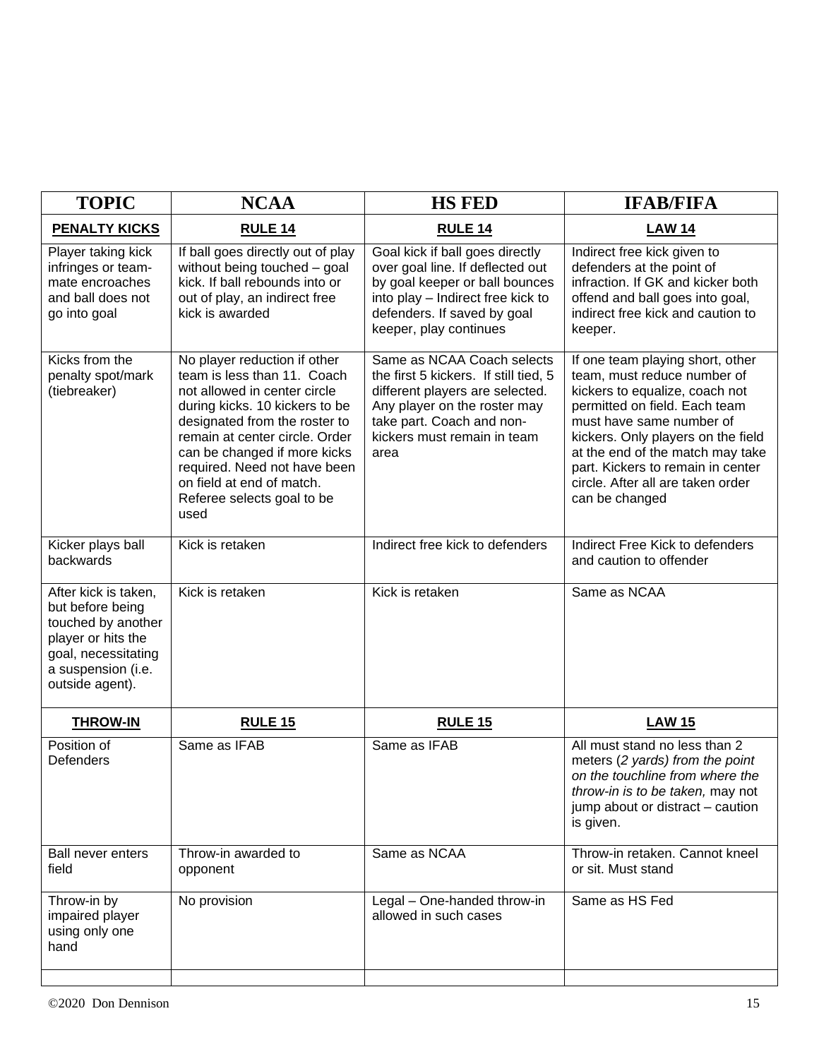| TOPIC | NCAA | HS FED | IFAB/FIFA |
|---|---|---|---|
| **PENALTY KICKS** | **RULE 14** | **RULE 14** | **LAW 14** |
| Player taking kick infringes or team-mate encroaches and ball does not go into goal | If ball goes directly out of play without being touched – goal kick. If ball rebounds into or out of play, an indirect free kick is awarded | Goal kick if ball goes directly over goal line. If deflected out by goal keeper or ball bounces into play – Indirect free kick to defenders. If saved by goal keeper, play continues | Indirect free kick given to defenders at the point of infraction. If GK and kicker both offend and ball goes into goal, indirect free kick and caution to keeper. |
| Kicks from the penalty spot/mark (tiebreaker) | No player reduction if other team is less than 11. Coach not allowed in center circle during kicks. 10 kickers to be designated from the roster to remain at center circle. Order can be changed if more kicks required. Need not have been on field at end of match. Referee selects goal to be used | Same as NCAA Coach selects the first 5 kickers. If still tied, 5 different players are selected. Any player on the roster may take part. Coach and non-kickers must remain in team area | If one team playing short, other team, must reduce number of kickers to equalize, coach not permitted on field. Each team must have same number of kickers. Only players on the field at the end of the match may take part. Kickers to remain in center circle. After all are taken order can be changed |
| Kicker plays ball backwards | Kick is retaken | Indirect free kick to defenders | Indirect Free Kick to defenders and caution to offender |
| After kick is taken, but before being touched by another player or hits the goal, necessitating a suspension (i.e. outside agent). | Kick is retaken | Kick is retaken | Same as NCAA |
| **THROW-IN** | **RULE 15** | **RULE 15** | **LAW 15** |
| Position of Defenders | Same as IFAB | Same as IFAB | All must stand no less than 2 meters (*2 yards) from the point on the touchline from where the throw-in is to be taken,* may not jump about or distract – caution is given. |
| Ball never enters field | Throw-in awarded to opponent | Same as NCAA | Throw-in retaken. Cannot kneel or sit. Must stand |
| Throw-in by impaired player using only one hand | No provision | Legal – One-handed throw-in allowed in such cases | Same as HS Fed |
| | | | |

©2020 Don Dennison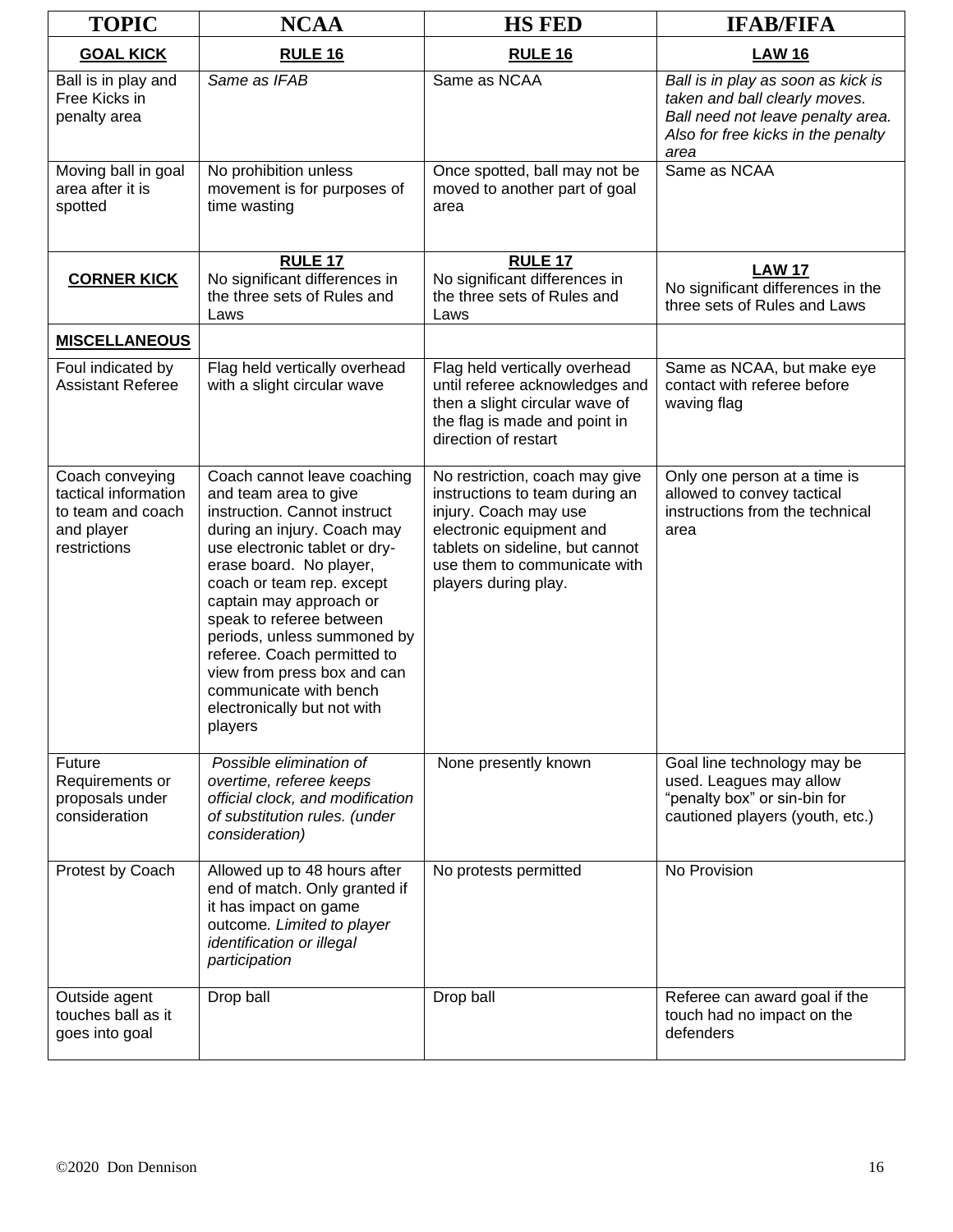| TOPIC | NCAA | HS FED | IFAB/FIFA |
|---|---|---|---|
| **GOAL KICK** | **RULE 16** | **RULE 16** | **LAW 16** |
| Ball is in play and Free Kicks in penalty area | *Same as IFAB* | Same as NCAA | *Ball is in play as soon as kick is taken and ball clearly moves. Ball need not leave penalty area. Also for free kicks in the penalty area* |
| Moving ball in goal area after it is spotted | No prohibition unless movement is for purposes of time wasting | Once spotted, ball may not be moved to another part of goal area | Same as NCAA |
| **CORNER KICK** | **RULE 17** No significant differences in the three sets of Rules and Laws | **RULE 17** No significant differences in the three sets of Rules and Laws | **LAW 17** No significant differences in the three sets of Rules and Laws |
| **MISCELLANEOUS** | | | |
| Foul indicated by Assistant Referee | Flag held vertically overhead with a slight circular wave | Flag held vertically overhead until referee acknowledges and then a slight circular wave of the flag is made and point in direction of restart | Same as NCAA, but make eye contact with referee before waving flag |
| Coach conveying tactical information to team and coach and player restrictions | Coach cannot leave coaching and team area to give instruction. Cannot instruct during an injury. Coach may use electronic tablet or dry-erase board. No player, coach or team rep. except captain may approach or speak to referee between periods, unless summoned by referee. Coach permitted to view from press box and can communicate with bench electronically but not with players | No restriction, coach may give instructions to team during an injury. Coach may use electronic equipment and tablets on sideline, but cannot use them to communicate with players during play. | Only one person at a time is allowed to convey tactical instructions from the technical area |
| Future Requirements or proposals under consideration | *Possible elimination of overtime, referee keeps official clock, and modification of substitution rules. (under consideration)* | None presently known | Goal line technology may be used. Leagues may allow "penalty box" or sin-bin for cautioned players (youth, etc.) |
| Protest by Coach | Allowed up to 48 hours after end of match. Only granted if it has impact on game outcome. *Limited to player identification or illegal participation* | No protests permitted | No Provision |
| Outside agent touches ball as it goes into goal | Drop ball | Drop ball | Referee can award goal if the touch had no impact on the defenders |

©2020 Don Dennison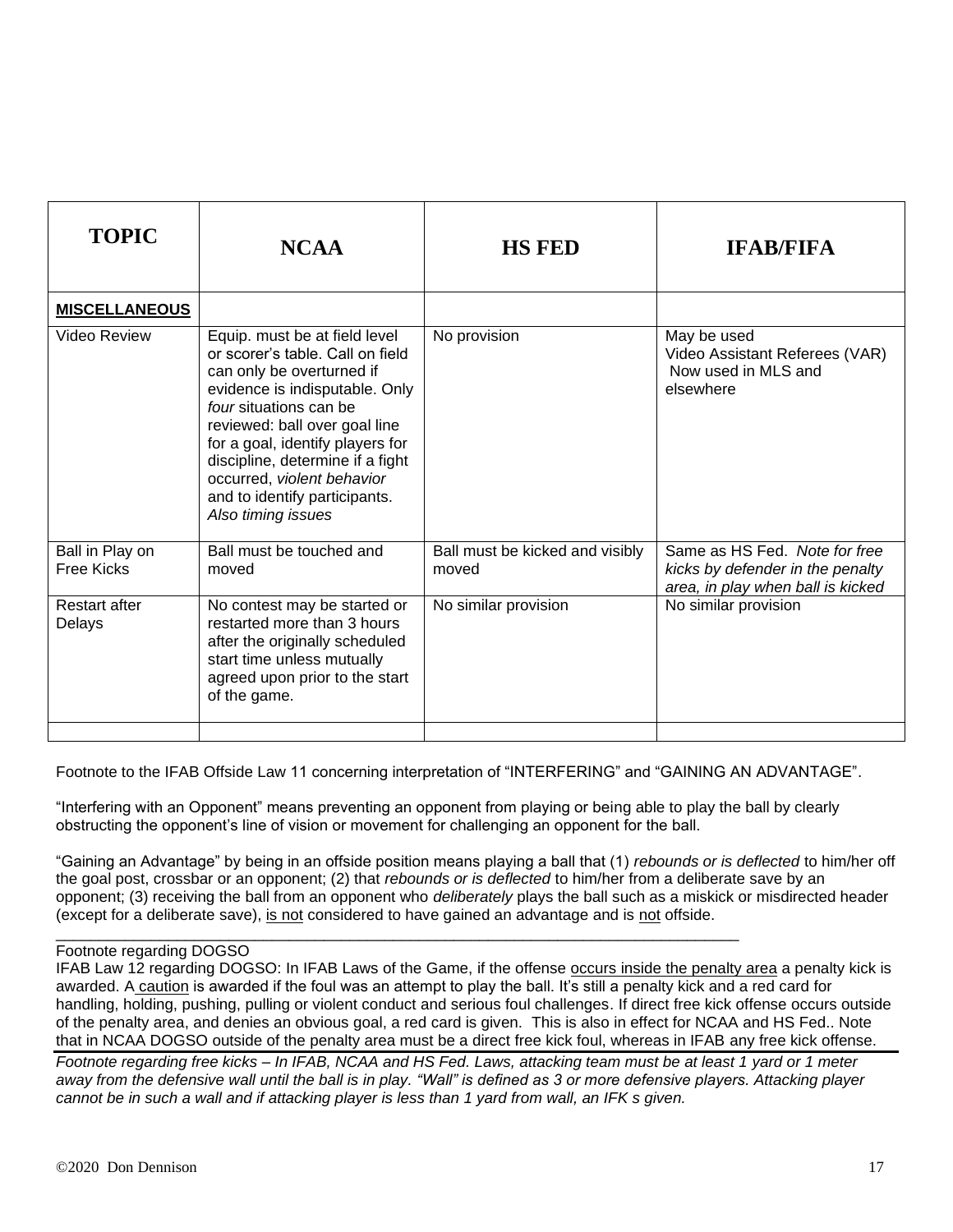| TOPIC | NCAA | HS FED | IFAB/FIFA |
|---|---|---|---|
| **MISCELLANEOUS** | | | |
| Video Review | Equip. must be at field level or scorer's table. Call on field can only be overturned if evidence is indisputable. Only *four* situations can be reviewed: ball over goal line for a goal, identify players for discipline, determine if a fight occurred, *violent behavior* and to identify participants. *Also timing issues* | No provision | May be used Video Assistant Referees (VAR) Now used in MLS and elsewhere |
| Ball in Play on Free Kicks | Ball must be touched and moved | Ball must be kicked and visibly moved | Same as HS Fed. *Note for free kicks by defender in the penalty area, in play when ball is kicked* |
| Restart after Delays | No contest may be started or restarted more than 3 hours after the originally scheduled start time unless mutually agreed upon prior to the start of the game. | No similar provision | No similar provision |
| | | | |

Footnote to the IFAB Offside Law 11 concerning interpretation of "INTERFERING" and "GAINING AN ADVANTAGE".

"Interfering with an Opponent" means preventing an opponent from playing or being able to play the ball by clearly obstructing the opponent's line of vision or movement for challenging an opponent for the ball.

"Gaining an Advantage" by being in an offside position means playing a ball that (1) *rebounds or is deflected* to him/her off the goal post, crossbar or an opponent; (2) that *rebounds or is deflected* to him/her from a deliberate save by an opponent; (3) receiving the ball from an opponent who *deliberately* plays the ball such as a miskick or misdirected header (except for a deliberate save), is not considered to have gained an advantage and is not offside.

---

Footnote regarding DOGSO

IFAB Law 12 regarding DOGSO: In IFAB Laws of the Game, if the offense occurs inside the penalty area a penalty kick is awarded. A caution is awarded if the foul was an attempt to play the ball. It's still a penalty kick and a red card for handling, holding, pushing, pulling or violent conduct and serious foul challenges. If direct free kick offense occurs outside of the penalty area, and denies an obvious goal, a red card is given. This is also in effect for NCAA and HS Fed.. Note that in NCAA DOGSO outside of the penalty area must be a direct free kick foul, whereas in IFAB any free kick offense.

---

*Footnote regarding free kicks – In IFAB, NCAA and HS Fed. Laws, attacking team must be at least 1 yard or 1 meter away from the defensive wall until the ball is in play. "Wall" is defined as 3 or more defensive players. Attacking player cannot be in such a wall and if attacking player is less than 1 yard from wall, an IFK s given.*

©2020 Don Dennison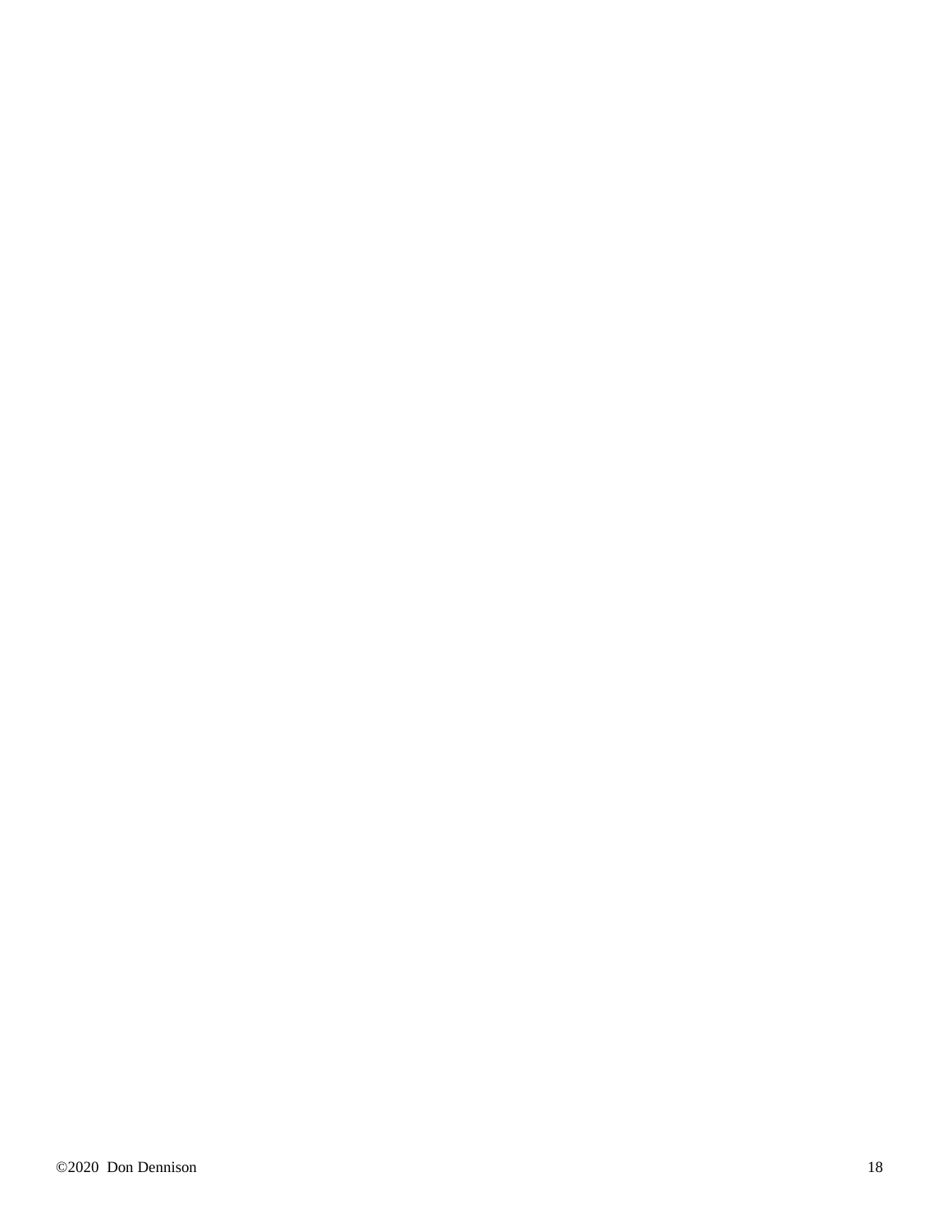©2020 Don Dennison